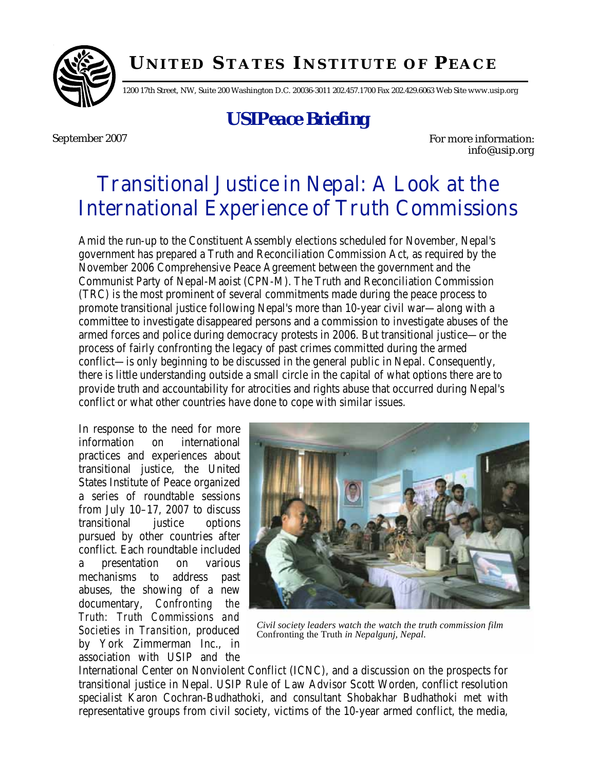# UNITED STATES INSTITUTE OF PEACE

1200 17th Street, NW, Suite 200 Washington D.C. 20036-3011 202.457.1700 Fax 202.429.6063 Web Site www.usip.org

## *USIPeace Briefing*

September 2007

For more information: info@usip.org

# Transitional Justice in Nepal: A Look at the International Experience of Truth Commissions

Amid the run-up to the Constituent Assembly elections scheduled for November, Nepal's government has prepared a Truth and Reconciliation Commission Act, as required by the November 2006 Comprehensive Peace Agreement between the government and the Communist Party of Nepal-Maoist (CPN-M). The Truth and Reconciliation Commission (TRC) is the most prominent of several commitments made during the peace process to promote transitional justice following Nepal's more than 10-year civil war—along with a committee to investigate disappeared persons and a commission to investigate abuses of the armed forces and police during democracy protests in 2006. But transitional justice—or the process of fairly confronting the legacy of past crimes committed during the armed conflict—is only beginning to be discussed in the general public in Nepal. Consequently, there is little understanding outside a small circle in the capital of what options there are to provide truth and accountability for atrocities and rights abuse that occurred during Nepal's conflict or what other countries have done to cope with similar issues.

In response to the need for more information on international practices and experiences about transitional justice, the United States Institute of Peace organized a series of roundtable sessions from July 10–17, 2007 to discuss transitional justice options pursued by other countries after conflict. Each roundtable included a presentation on various mechanisms to address past abuses, the showing of a new documentary, *Confronting the Truth: Truth Commissions and Societies in Transition*, produced by York Zimmerman Inc., in association with USIP and the International Center on Nonviolent Conflict (ICNC), and a discussion on the prospects for transitional justice in Nepal. USIP Rule of Law Advisor Scott Worden, conflict resolution specialist Karon Cochran-Budhathoki, and consultant Shobakhar Budhathoki met with representative groups from civil society, victims of the 10-year armed conflict, the media,

*Civil society leaders watch the watch the truth commission film* Confronting the Truth *in Nepalgunj, Nepal.*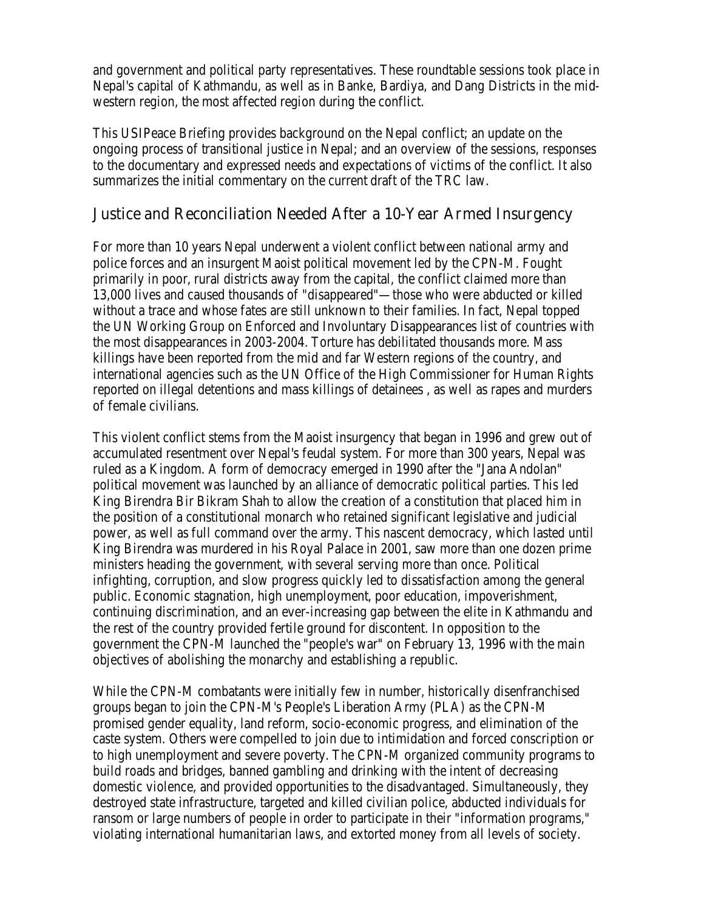and government and political party representatives. These roundtable sessions took place in Nepal's capital of Kathmandu, as well as in Banke, Bardiya, and Dang Districts in the mid-western region, the most affected region during the conflict.

This USIPeace Briefing provides background on the Nepal conflict; an update on the ongoing process of transitional justice in Nepal; and an overview of the sessions, responses to the documentary and expressed needs and expectations of victims of the conflict. It also summarizes the initial commentary on the current draft of the TRC law.

## Justice and Reconciliation Needed After a 10-Year Armed Insurgency

For more than 10 years Nepal underwent a violent conflict between national army and police forces and an insurgent Maoist political movement led by the CPN-M. Fought primarily in poor, rural districts away from the capital, the conflict claimed more than 13,000 lives and caused thousands of "disappeared"—those who were abducted or killed without a trace and whose fates are still unknown to their families. In fact, Nepal topped the UN Working Group on Enforced and Involuntary Disappearances list of countries with the most disappearances in 2003-2004. Torture has debilitated thousands more. Mass killings have been reported from the mid and far Western regions of the country, and international agencies such as the UN Office of the High Commissioner for Human Rights reported on illegal detentions and mass killings of detainees , as well as rapes and murders of female civilians.

This violent conflict stems from the Maoist insurgency that began in 1996 and grew out of accumulated resentment over Nepal's feudal system. For more than 300 years, Nepal was ruled as a Kingdom. A form of democracy emerged in 1990 after the "Jana Andolan" political movement was launched by an alliance of democratic political parties. This led King Birendra Bir Bikram Shah to allow the creation of a constitution that placed him in the position of a constitutional monarch who retained significant legislative and judicial power, as well as full command over the army. This nascent democracy, which lasted until King Birendra was murdered in his Royal Palace in 2001, saw more than one dozen prime ministers heading the government, with several serving more than once. Political infighting, corruption, and slow progress quickly led to dissatisfaction among the general public. Economic stagnation, high unemployment, poor education, impoverishment, continuing discrimination, and an ever-increasing gap between the elite in Kathmandu and the rest of the country provided fertile ground for discontent. In opposition to the government the CPN-M launched the "people's war" on February 13, 1996 with the main objectives of abolishing the monarchy and establishing a republic.

While the CPN-M combatants were initially few in number, historically disenfranchised groups began to join the CPN-M's People's Liberation Army (PLA) as the CPN-M promised gender equality, land reform, socio-economic progress, and elimination of the caste system. Others were compelled to join due to intimidation and forced conscription or to high unemployment and severe poverty. The CPN-M organized community programs to build roads and bridges, banned gambling and drinking with the intent of decreasing domestic violence, and provided opportunities to the disadvantaged. Simultaneously, they destroyed state infrastructure, targeted and killed civilian police, abducted individuals for ransom or large numbers of people in order to participate in their "information programs," violating international humanitarian laws, and extorted money from all levels of society.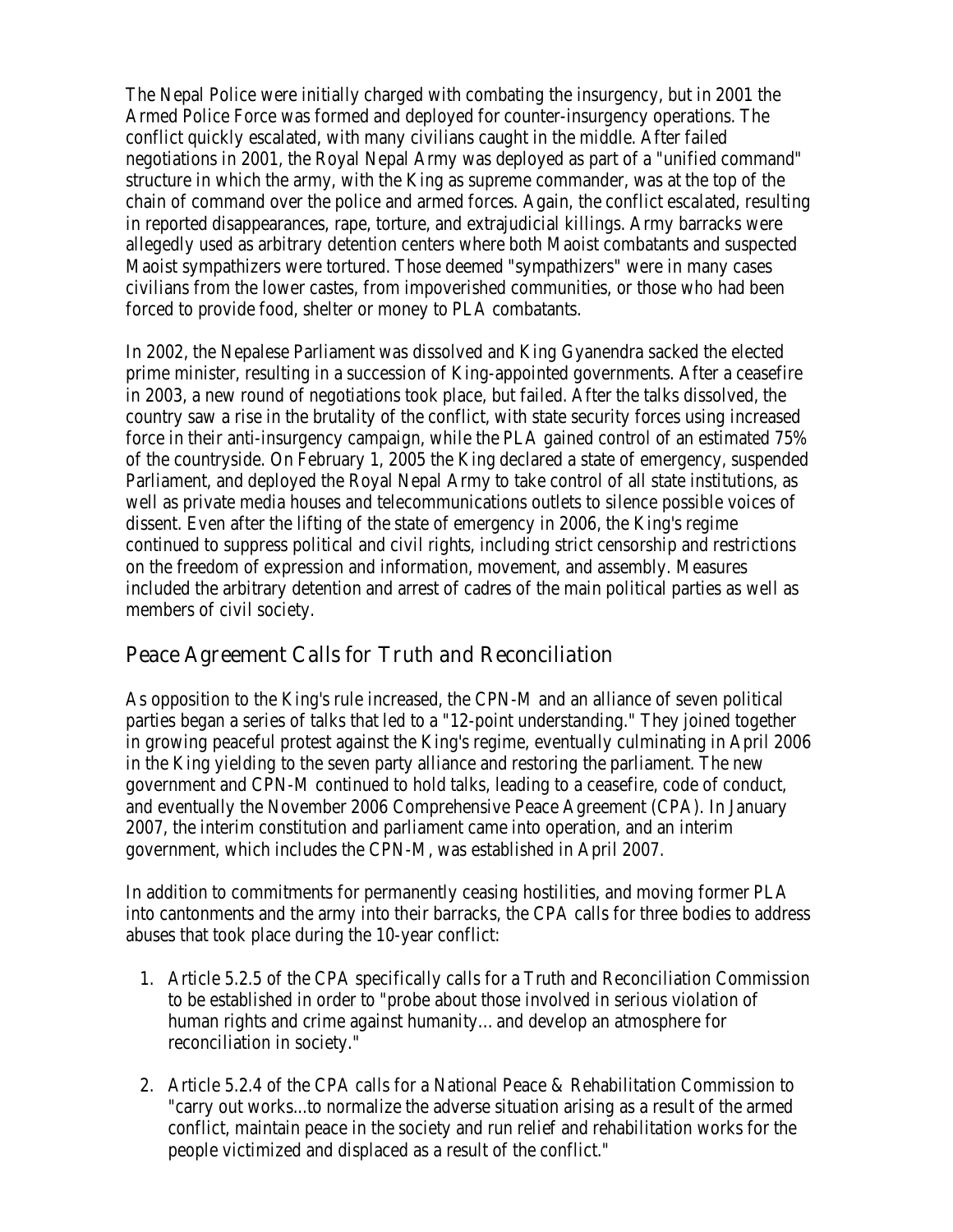The Nepal Police were initially charged with combating the insurgency, but in 2001 the Armed Police Force was formed and deployed for counter-insurgency operations. The conflict quickly escalated, with many civilians caught in the middle. After failed negotiations in 2001, the Royal Nepal Army was deployed as part of a "unified command" structure in which the army, with the King as supreme commander, was at the top of the chain of command over the police and armed forces. Again, the conflict escalated, resulting in reported disappearances, rape, torture, and extrajudicial killings. Army barracks were allegedly used as arbitrary detention centers where both Maoist combatants and suspected Maoist sympathizers were tortured. Those deemed "sympathizers" were in many cases civilians from the lower castes, from impoverished communities, or those who had been forced to provide food, shelter or money to PLA combatants.

In 2002, the Nepalese Parliament was dissolved and King Gyanendra sacked the elected prime minister, resulting in a succession of King-appointed governments. After a ceasefire in 2003, a new round of negotiations took place, but failed. After the talks dissolved, the country saw a rise in the brutality of the conflict, with state security forces using increased force in their anti-insurgency campaign, while the PLA gained control of an estimated 75% of the countryside. On February 1, 2005 the King declared a state of emergency, suspended Parliament, and deployed the Royal Nepal Army to take control of all state institutions, as well as private media houses and telecommunications outlets to silence possible voices of dissent. Even after the lifting of the state of emergency in 2006, the King's regime continued to suppress political and civil rights, including strict censorship and restrictions on the freedom of expression and information, movement, and assembly. Measures included the arbitrary detention and arrest of cadres of the main political parties as well as members of civil society.

## Peace Agreement Calls for Truth and Reconciliation

As opposition to the King's rule increased, the CPN-M and an alliance of seven political parties began a series of talks that led to a "12-point understanding." They joined together in growing peaceful protest against the King's regime, eventually culminating in April 2006 in the King yielding to the seven party alliance and restoring the parliament. The new government and CPN-M continued to hold talks, leading to a ceasefire, code of conduct, and eventually the November 2006 Comprehensive Peace Agreement (CPA). In January 2007, the interim constitution and parliament came into operation, and an interim government, which includes the CPN-M, was established in April 2007.

In addition to commitments for permanently ceasing hostilities, and moving former PLA into cantonments and the army into their barracks, the CPA calls for three bodies to address abuses that took place during the 10-year conflict:

1. Article 5.2.5 of the CPA specifically calls for a Truth and Reconciliation Commission to be established in order to "probe about those involved in serious violation of human rights and crime against humanity… and develop an atmosphere for reconciliation in society."

2. Article 5.2.4 of the CPA calls for a National Peace & Rehabilitation Commission to "carry out works...to normalize the adverse situation arising as a result of the armed conflict, maintain peace in the society and run relief and rehabilitation works for the people victimized and displaced as a result of the conflict."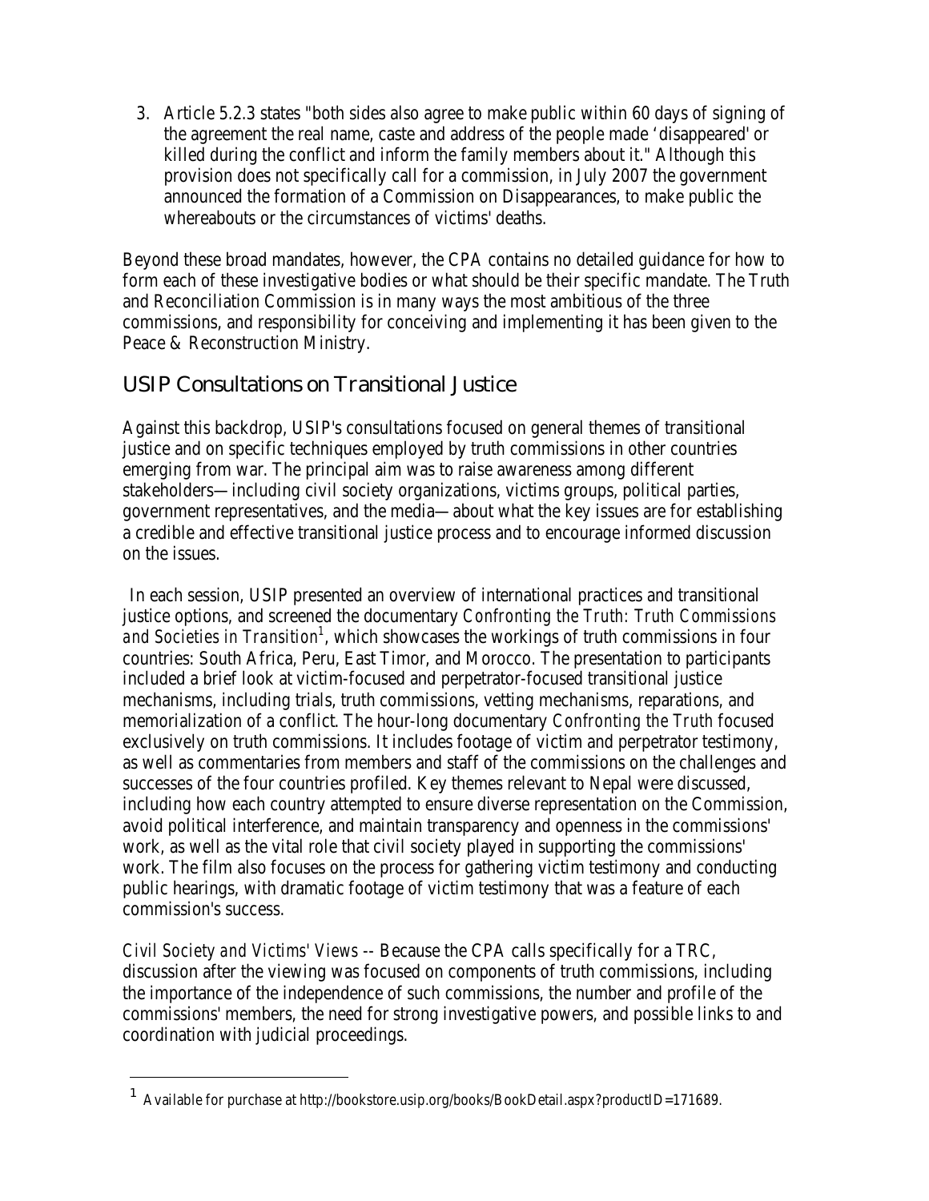3. Article 5.2.3 states "both sides also agree to make public within 60 days of signing of the agreement the real name, caste and address of the people made 'disappeared' or killed during the conflict and inform the family members about it." Although this provision does not specifically call for a commission, in July 2007 the government announced the formation of a Commission on Disappearances, to make public the whereabouts or the circumstances of victims' deaths.

Beyond these broad mandates, however, the CPA contains no detailed guidance for how to form each of these investigative bodies or what should be their specific mandate. The Truth and Reconciliation Commission is in many ways the most ambitious of the three commissions, and responsibility for conceiving and implementing it has been given to the Peace & Reconstruction Ministry.

## USIP Consultations on Transitional Justice

Against this backdrop, USIP's consultations focused on general themes of transitional justice and on specific techniques employed by truth commissions in other countries emerging from war. The principal aim was to raise awareness among different stakeholders—including civil society organizations, victims groups, political parties, government representatives, and the media—about what the key issues are for establishing a credible and effective transitional justice process and to encourage informed discussion on the issues.

In each session, USIP presented an overview of international practices and transitional justice options, and screened the documentary *Confronting the Truth: Truth Commissions and Societies in Transition*[1], which showcases the workings of truth commissions in four countries: South Africa, Peru, East Timor, and Morocco. The presentation to participants included a brief look at victim-focused and perpetrator-focused transitional justice mechanisms, including trials, truth commissions, vetting mechanisms, reparations, and memorialization of a conflict. The hour-long documentary *Confronting the Truth* focused exclusively on truth commissions. It includes footage of victim and perpetrator testimony, as well as commentaries from members and staff of the commissions on the challenges and successes of the four countries profiled. Key themes relevant to Nepal were discussed, including how each country attempted to ensure diverse representation on the Commission, avoid political interference, and maintain transparency and openness in the commissions' work, as well as the vital role that civil society played in supporting the commissions' work. The film also focuses on the process for gathering victim testimony and conducting public hearings, with dramatic footage of victim testimony that was a feature of each commission's success.

*Civil Society and Victims' Views* -- Because the CPA calls specifically for a TRC, discussion after the viewing was focused on components of truth commissions, including the importance of the independence of such commissions, the number and profile of the commissions' members, the need for strong investigative powers, and possible links to and coordination with judicial proceedings.

---

[1] Available for purchase at http://bookstore.usip.org/books/BookDetail.aspx?productID=171689.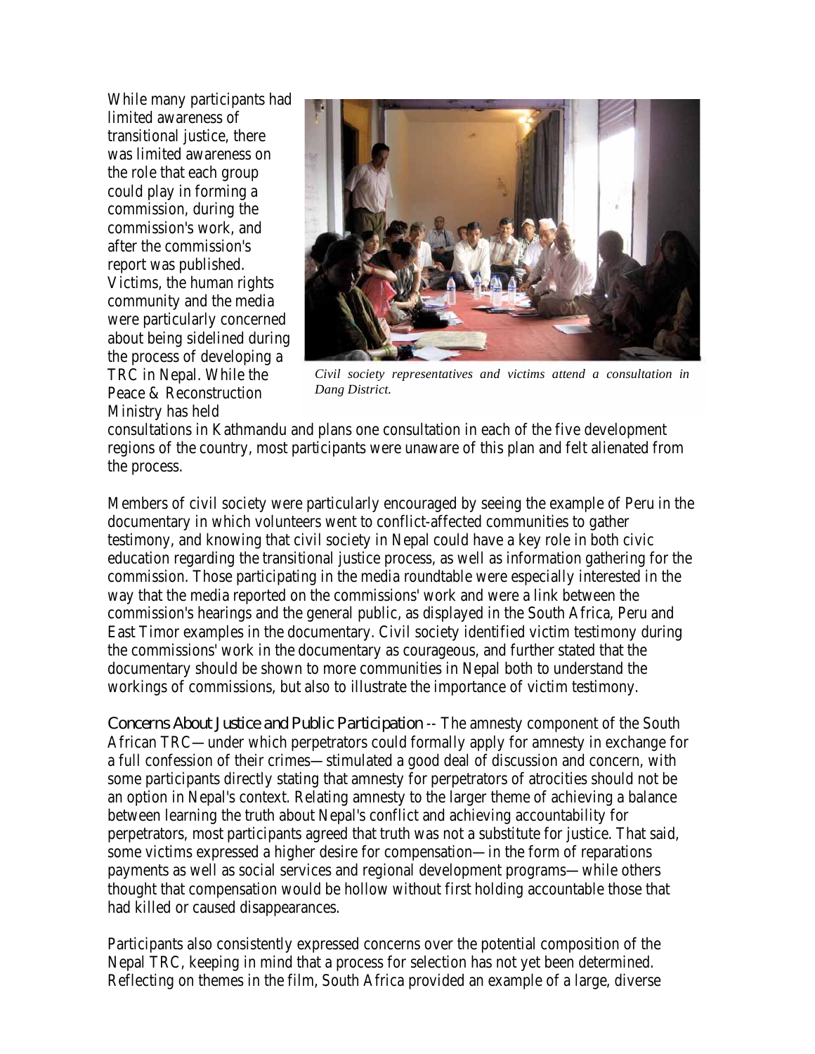While many participants had limited awareness of transitional justice, there was limited awareness on the role that each group could play in forming a commission, during the commission's work, and after the commission's report was published. Victims, the human rights community and the media were particularly concerned about being sidelined during the process of developing a TRC in Nepal. While the Peace & Reconstruction Ministry has held consultations in Kathmandu and plans one consultation in each of the five development regions of the country, most participants were unaware of this plan and felt alienated from the process.

*Civil society representatives and victims attend a consultation in Dang District.*

Members of civil society were particularly encouraged by seeing the example of Peru in the documentary in which volunteers went to conflict-affected communities to gather testimony, and knowing that civil society in Nepal could have a key role in both civic education regarding the transitional justice process, as well as information gathering for the commission. Those participating in the media roundtable were especially interested in the way that the media reported on the commissions' work and were a link between the commission's hearings and the general public, as displayed in the South Africa, Peru and East Timor examples in the documentary. Civil society identified victim testimony during the commissions' work in the documentary as courageous, and further stated that the documentary should be shown to more communities in Nepal both to understand the workings of commissions, but also to illustrate the importance of victim testimony.

Concerns About Justice and Public Participation -- The amnesty component of the South African TRC—under which perpetrators could formally apply for amnesty in exchange for a full confession of their crimes—stimulated a good deal of discussion and concern, with some participants directly stating that amnesty for perpetrators of atrocities should not be an option in Nepal's context. Relating amnesty to the larger theme of achieving a balance between learning the truth about Nepal's conflict and achieving accountability for perpetrators, most participants agreed that truth was not a substitute for justice. That said, some victims expressed a higher desire for compensation—in the form of reparations payments as well as social services and regional development programs—while others thought that compensation would be hollow without first holding accountable those that had killed or caused disappearances.

Participants also consistently expressed concerns over the potential composition of the Nepal TRC, keeping in mind that a process for selection has not yet been determined. Reflecting on themes in the film, South Africa provided an example of a large, diverse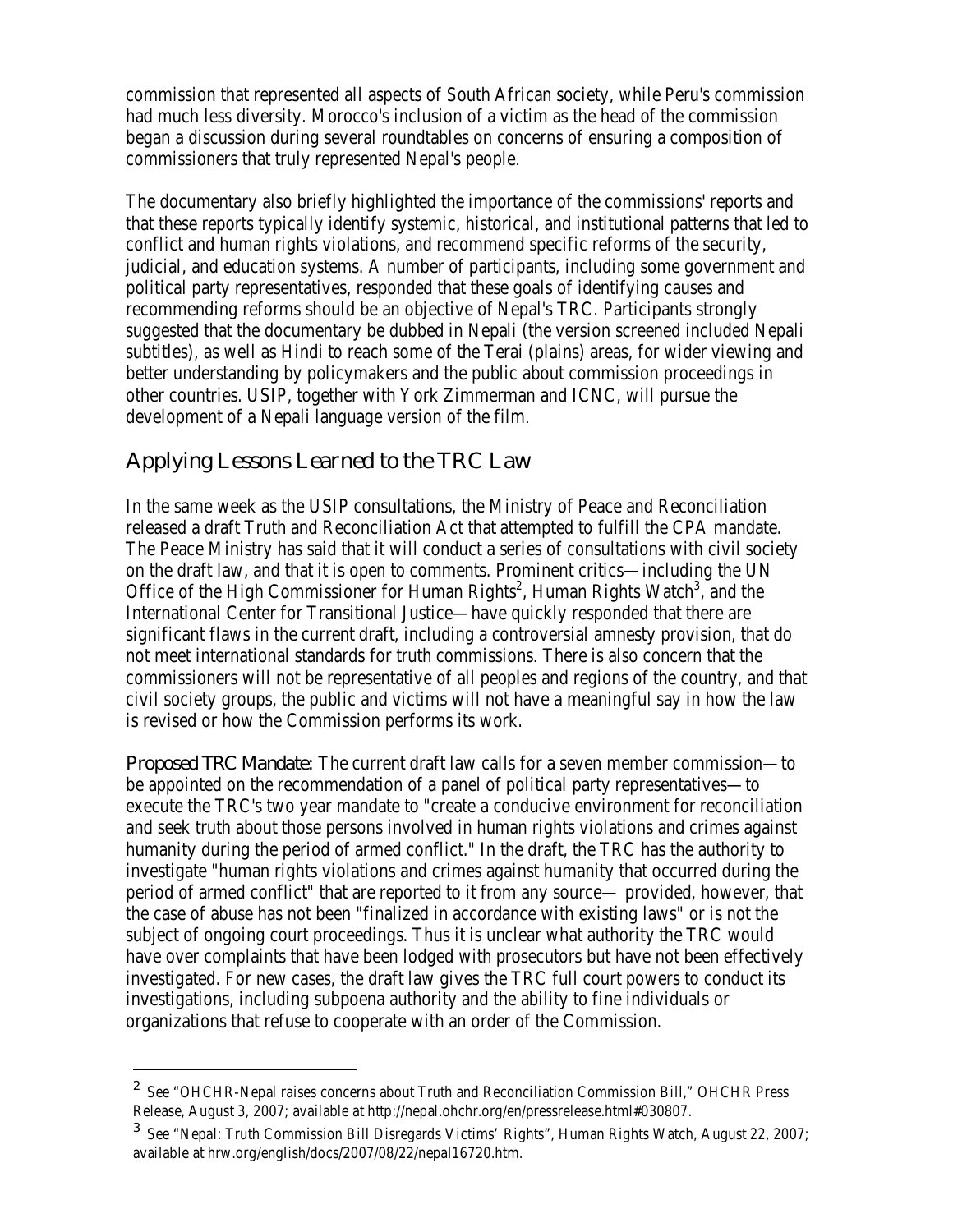commission that represented all aspects of South African society, while Peru's commission had much less diversity. Morocco's inclusion of a victim as the head of the commission began a discussion during several roundtables on concerns of ensuring a composition of commissioners that truly represented Nepal's people.

The documentary also briefly highlighted the importance of the commissions' reports and that these reports typically identify systemic, historical, and institutional patterns that led to conflict and human rights violations, and recommend specific reforms of the security, judicial, and education systems. A number of participants, including some government and political party representatives, responded that these goals of identifying causes and recommending reforms should be an objective of Nepal's TRC. Participants strongly suggested that the documentary be dubbed in Nepali (the version screened included Nepali subtitles), as well as Hindi to reach some of the Terai (plains) areas, for wider viewing and better understanding by policymakers and the public about commission proceedings in other countries. USIP, together with York Zimmerman and ICNC, will pursue the development of a Nepali language version of the film.

## Applying Lessons Learned to the TRC Law

In the same week as the USIP consultations, the Ministry of Peace and Reconciliation released a draft Truth and Reconciliation Act that attempted to fulfill the CPA mandate. The Peace Ministry has said that it will conduct a series of consultations with civil society on the draft law, and that it is open to comments. Prominent critics—including the UN Office of the High Commissioner for Human Rights[2], Human Rights Watch[3], and the International Center for Transitional Justice—have quickly responded that there are significant flaws in the current draft, including a controversial amnesty provision, that do not meet international standards for truth commissions. There is also concern that the commissioners will not be representative of all peoples and regions of the country, and that civil society groups, the public and victims will not have a meaningful say in how the law is revised or how the Commission performs its work.

**Proposed TRC Mandate:** The current draft law calls for a seven member commission—to be appointed on the recommendation of a panel of political party representatives—to execute the TRC's two year mandate to "create a conducive environment for reconciliation and seek truth about those persons involved in human rights violations and crimes against humanity during the period of armed conflict." In the draft, the TRC has the authority to investigate "human rights violations and crimes against humanity that occurred during the period of armed conflict" that are reported to it from any source— provided, however, that the case of abuse has not been "finalized in accordance with existing laws" or is not the subject of ongoing court proceedings. Thus it is unclear what authority the TRC would have over complaints that have been lodged with prosecutors but have not been effectively investigated. For new cases, the draft law gives the TRC full court powers to conduct its investigations, including subpoena authority and the ability to fine individuals or organizations that refuse to cooperate with an order of the Commission.

---

[2] See "OHCHR-Nepal raises concerns about Truth and Reconciliation Commission Bill," OHCHR Press Release, August 3, 2007; available at http://nepal.ohchr.org/en/pressrelease.html#030807.

[3] See "Nepal: Truth Commission Bill Disregards Victims' Rights", Human Rights Watch, August 22, 2007; available at hrw.org/english/docs/2007/08/22/nepal16720.htm.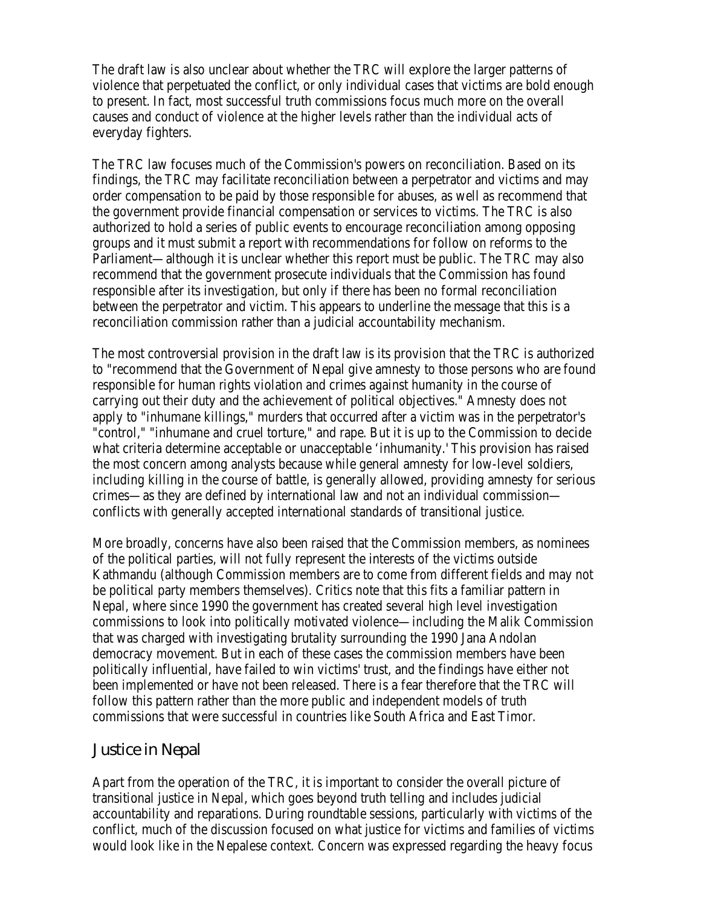The draft law is also unclear about whether the TRC will explore the larger patterns of violence that perpetuated the conflict, or only individual cases that victims are bold enough to present. In fact, most successful truth commissions focus much more on the overall causes and conduct of violence at the higher levels rather than the individual acts of everyday fighters.

The TRC law focuses much of the Commission's powers on reconciliation. Based on its findings, the TRC may facilitate reconciliation between a perpetrator and victims and may order compensation to be paid by those responsible for abuses, as well as recommend that the government provide financial compensation or services to victims. The TRC is also authorized to hold a series of public events to encourage reconciliation among opposing groups and it must submit a report with recommendations for follow on reforms to the Parliament—although it is unclear whether this report must be public. The TRC may also recommend that the government prosecute individuals that the Commission has found responsible after its investigation, but only if there has been no formal reconciliation between the perpetrator and victim. This appears to underline the message that this is a reconciliation commission rather than a judicial accountability mechanism.

The most controversial provision in the draft law is its provision that the TRC is authorized to "recommend that the Government of Nepal give amnesty to those persons who are found responsible for human rights violation and crimes against humanity in the course of carrying out their duty and the achievement of political objectives." Amnesty does not apply to "inhumane killings," murders that occurred after a victim was in the perpetrator's "control," "inhumane and cruel torture," and rape. But it is up to the Commission to decide what criteria determine acceptable or unacceptable 'inhumanity.' This provision has raised the most concern among analysts because while general amnesty for low-level soldiers, including killing in the course of battle, is generally allowed, providing amnesty for serious crimes—as they are defined by international law and not an individual commission—conflicts with generally accepted international standards of transitional justice.

More broadly, concerns have also been raised that the Commission members, as nominees of the political parties, will not fully represent the interests of the victims outside Kathmandu (although Commission members are to come from different fields and may not be political party members themselves). Critics note that this fits a familiar pattern in Nepal, where since 1990 the government has created several high level investigation commissions to look into politically motivated violence—including the Malik Commission that was charged with investigating brutality surrounding the 1990 Jana Andolan democracy movement. But in each of these cases the commission members have been politically influential, have failed to win victims' trust, and the findings have either not been implemented or have not been released. There is a fear therefore that the TRC will follow this pattern rather than the more public and independent models of truth commissions that were successful in countries like South Africa and East Timor.

## Justice in Nepal

Apart from the operation of the TRC, it is important to consider the overall picture of transitional justice in Nepal, which goes beyond truth telling and includes judicial accountability and reparations. During roundtable sessions, particularly with victims of the conflict, much of the discussion focused on what justice for victims and families of victims would look like in the Nepalese context. Concern was expressed regarding the heavy focus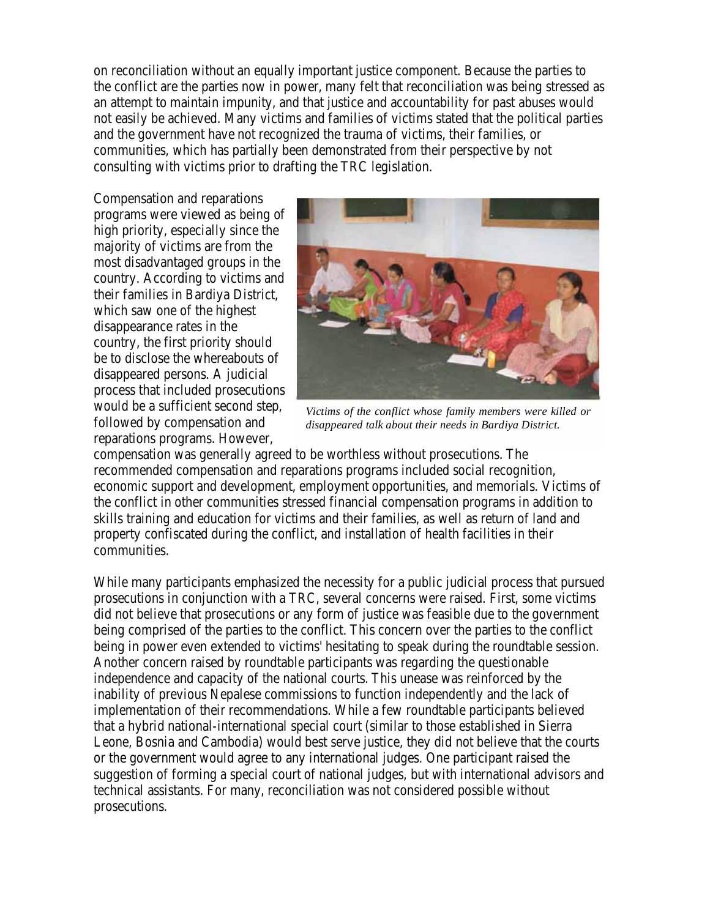on reconciliation without an equally important justice component. Because the parties to the conflict are the parties now in power, many felt that reconciliation was being stressed as an attempt to maintain impunity, and that justice and accountability for past abuses would not easily be achieved. Many victims and families of victims stated that the political parties and the government have not recognized the trauma of victims, their families, or communities, which has partially been demonstrated from their perspective by not consulting with victims prior to drafting the TRC legislation.

Compensation and reparations programs were viewed as being of high priority, especially since the majority of victims are from the most disadvantaged groups in the country. According to victims and their families in Bardiya District, which saw one of the highest disappearance rates in the country, the first priority should be to disclose the whereabouts of disappeared persons. A judicial process that included prosecutions would be a sufficient second step, followed by compensation and reparations programs. However, compensation was generally agreed to be worthless without prosecutions. The recommended compensation and reparations programs included social recognition, economic support and development, employment opportunities, and memorials. Victims of the conflict in other communities stressed financial compensation programs in addition to skills training and education for victims and their families, as well as return of land and property confiscated during the conflict, and installation of health facilities in their communities.

*Victims of the conflict whose family members were killed or disappeared talk about their needs in Bardiya District.*

While many participants emphasized the necessity for a public judicial process that pursued prosecutions in conjunction with a TRC, several concerns were raised. First, some victims did not believe that prosecutions or any form of justice was feasible due to the government being comprised of the parties to the conflict. This concern over the parties to the conflict being in power even extended to victims' hesitating to speak during the roundtable session. Another concern raised by roundtable participants was regarding the questionable independence and capacity of the national courts. This unease was reinforced by the inability of previous Nepalese commissions to function independently and the lack of implementation of their recommendations. While a few roundtable participants believed that a hybrid national-international special court (similar to those established in Sierra Leone, Bosnia and Cambodia) would best serve justice, they did not believe that the courts or the government would agree to any international judges. One participant raised the suggestion of forming a special court of national judges, but with international advisors and technical assistants. For many, reconciliation was not considered possible without prosecutions.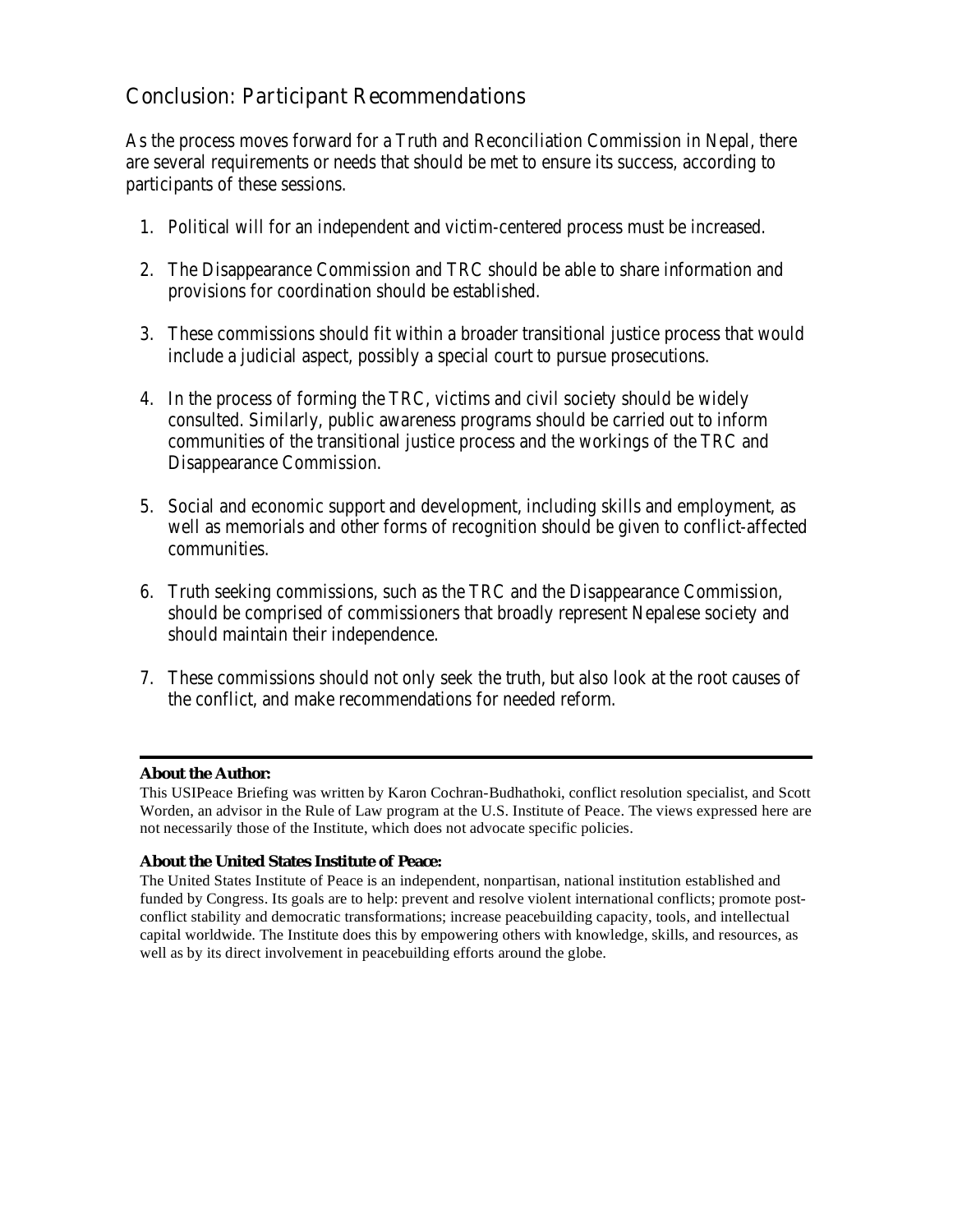## Conclusion: Participant Recommendations

As the process moves forward for a Truth and Reconciliation Commission in Nepal, there are several requirements or needs that should be met to ensure its success, according to participants of these sessions.

1. Political will for an independent and victim-centered process must be increased.
2. The Disappearance Commission and TRC should be able to share information and provisions for coordination should be established.
3. These commissions should fit within a broader transitional justice process that would include a judicial aspect, possibly a special court to pursue prosecutions.
4. In the process of forming the TRC, victims and civil society should be widely consulted. Similarly, public awareness programs should be carried out to inform communities of the transitional justice process and the workings of the TRC and Disappearance Commission.
5. Social and economic support and development, including skills and employment, as well as memorials and other forms of recognition should be given to conflict-affected communities.
6. Truth seeking commissions, such as the TRC and the Disappearance Commission, should be comprised of commissioners that broadly represent Nepalese society and should maintain their independence.
7. These commissions should not only seek the truth, but also look at the root causes of the conflict, and make recommendations for needed reform.

---

**About the Author:**

This USIPeace Briefing was written by Karon Cochran-Budhathoki, conflict resolution specialist, and Scott Worden, an advisor in the Rule of Law program at the U.S. Institute of Peace. The views expressed here are not necessarily those of the Institute, which does not advocate specific policies.

**About the United States Institute of Peace:**

The United States Institute of Peace is an independent, nonpartisan, national institution established and funded by Congress. Its goals are to help: prevent and resolve violent international conflicts; promote post-conflict stability and democratic transformations; increase peacebuilding capacity, tools, and intellectual capital worldwide. The Institute does this by empowering others with knowledge, skills, and resources, as well as by its direct involvement in peacebuilding efforts around the globe.